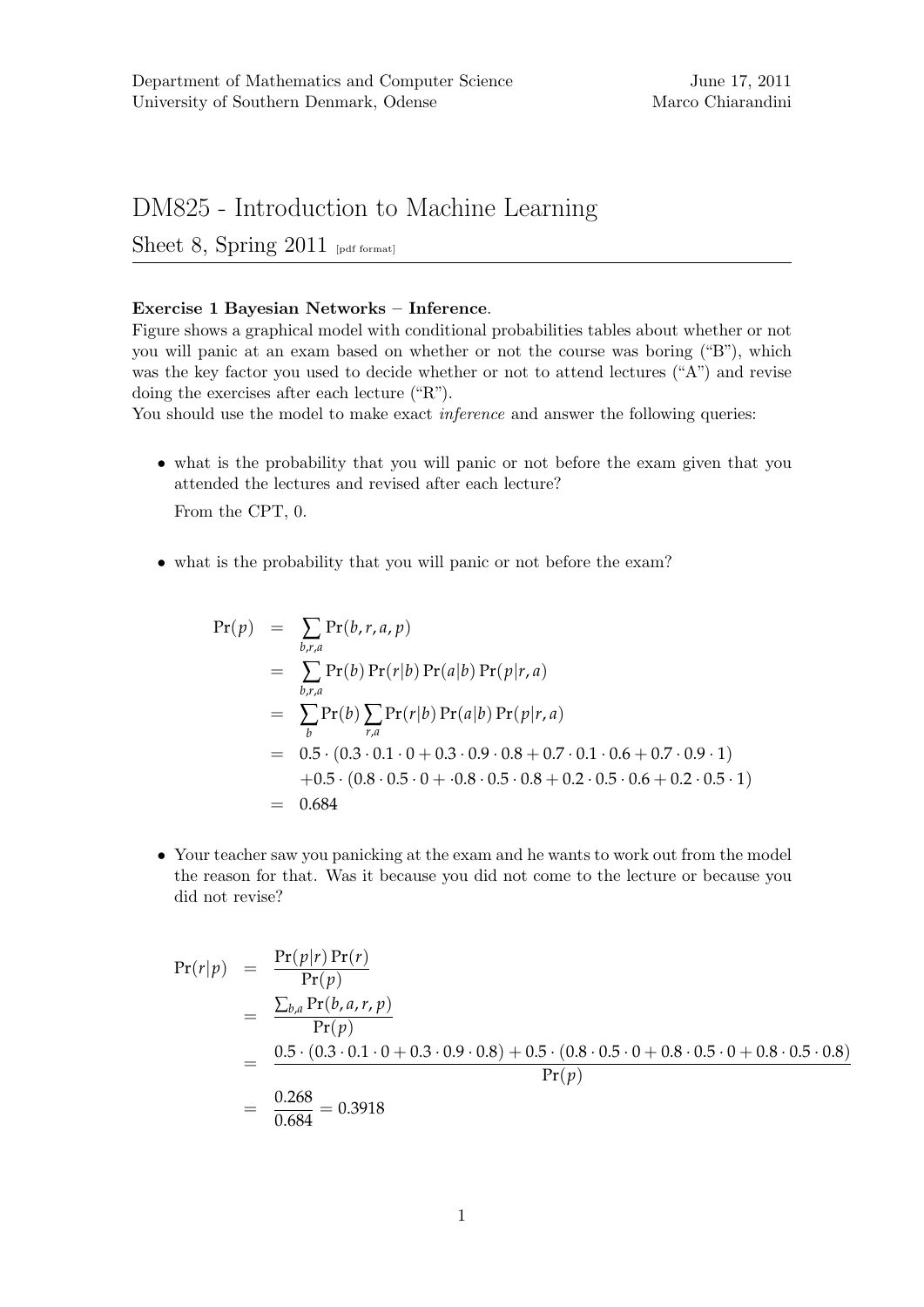Department of Mathematics and Computer Science
University of Southern Denmark, Odense

June 17, 2011
Marco Chiarandini

# DM825 - Introduction to Machine Learning

## Sheet 8, Spring 2011 [pdf format]

**Exercise 1 Bayesian Networks – Inference**.
Figure shows a graphical model with conditional probabilities tables about whether or not you will panic at an exam based on whether or not the course was boring ("B"), which was the key factor you used to decide whether or not to attend lectures ("A") and revise doing the exercises after each lecture ("R").
You should use the model to make exact *inference* and answer the following queries:

- what is the probability that you will panic or not before the exam given that you attended the lectures and revised after each lecture?

  From the CPT, 0.

- what is the probability that you will panic or not before the exam?

$$
\begin{aligned}
\Pr(p) &= \sum_{b,r,a} \Pr(b,r,a,p) \\
&= \sum_{b,r,a} \Pr(b) \Pr(r|b) \Pr(a|b) \Pr(p|r,a) \\
&= \sum_{b} \Pr(b) \sum_{r,a} \Pr(r|b) \Pr(a|b) \Pr(p|r,a) \\
&= 0.5 \cdot (0.3 \cdot 0.1 \cdot 0 + 0.3 \cdot 0.9 \cdot 0.8 + 0.7 \cdot 0.1 \cdot 0.6 + 0.7 \cdot 0.9 \cdot 1) \\
&\quad + 0.5 \cdot (0.8 \cdot 0.5 \cdot 0 + \cdot 0.8 \cdot 0.5 \cdot 0.8 + 0.2 \cdot 0.5 \cdot 0.6 + 0.2 \cdot 0.5 \cdot 1) \\
&= 0.684
\end{aligned}
$$

- Your teacher saw you panicking at the exam and he wants to work out from the model the reason for that. Was it because you did not come to the lecture or because you did not revise?

$$
\begin{aligned}
\Pr(r|p) &= \frac{\Pr(p|r)\Pr(r)}{\Pr(p)} \\
&= \frac{\sum_{b,a} \Pr(b,a,r,p)}{\Pr(p)} \\
&= \frac{0.5 \cdot (0.3 \cdot 0.1 \cdot 0 + 0.3 \cdot 0.9 \cdot 0.8) + 0.5 \cdot (0.8 \cdot 0.5 \cdot 0 + 0.8 \cdot 0.5 \cdot 0 + 0.8 \cdot 0.5 \cdot 0.8)}{\Pr(p)} \\
&= \frac{0.268}{0.684} = 0.3918
\end{aligned}
$$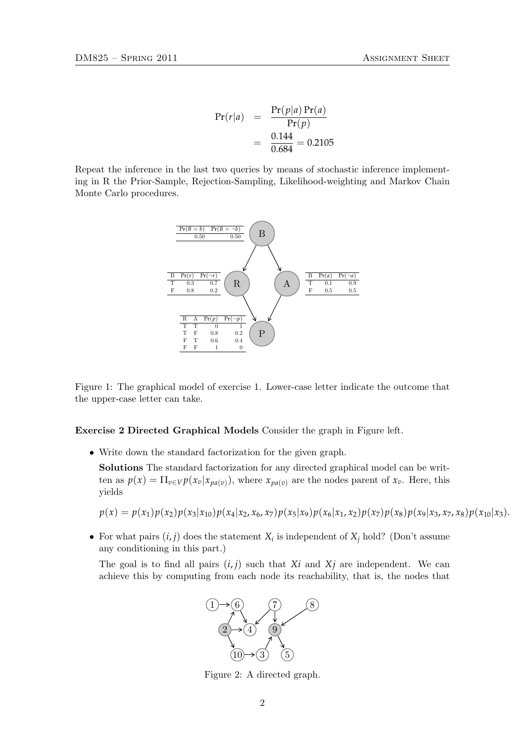$$
\begin{aligned}
\Pr(r|a) &= \frac{\Pr(p|a)\Pr(a)}{\Pr(p)} \\
&= \frac{0.144}{0.684} = 0.2105
\end{aligned}
$$

Repeat the inference in the last two queries by means of stochastic inference implementing in R the Prior-Sample, Rejection-Sampling, Likelihood-weighting and Markov Chain Monte Carlo procedures.

| $\Pr(B=b)$ | $\Pr(B=\neg b)$ |
|---|---|
| 0.50 | 0.50 |

| B | $\Pr(r)$ | $\Pr(\neg r)$ |
|---|---|---|
| T | 0.3 | 0.7 |
| F | 0.8 | 0.2 |

| B | $\Pr(a)$ | $\Pr(\neg a)$ |
|---|---|---|
| T | 0.1 | 0.9 |
| F | 0.5 | 0.5 |

| R | A | $\Pr(p)$ | $\Pr(\neg p)$ |
|---|---|---|---|
| T | T | 0 | 1 |
| T | F | 0.8 | 0.2 |
| F | T | 0.6 | 0.4 |
| F | F | 1 | 0 |

Figure 1: The graphical model of exercise 1. Lower-case letter indicate the outcome that the upper-case letter can take.

**Exercise 2 Directed Graphical Models** Consider the graph in Figure left.

- Write down the standard factorization for the given graph.

  **Solutions** The standard factorization for any directed graphical model can be written as $p(x) = \Pi_{v \in V} p(x_v | x_{pa(v)})$, where $x_{pa(v)}$ are the nodes parent of $x_v$. Here, this yields

$$
p(x) = p(x_1)p(x_2)p(x_3|x_{10})p(x_4|x_2,x_6,x_7)p(x_5|x_9)p(x_6|x_1,x_2)p(x_7)p(x_8)p(x_9|x_3,x_7,x_8)p(x_{10}|x_3).
$$

- For what pairs $(i, j)$ does the statement $X_i$ is independent of $X_j$ hold? (Don't assume any conditioning in this part.)

  The goal is to find all pairs $(i, j)$ such that $Xi$ and $Xj$ are independent. We can achieve this by computing from each node its reachability, that is, the nodes that

Figure 2: A directed graph.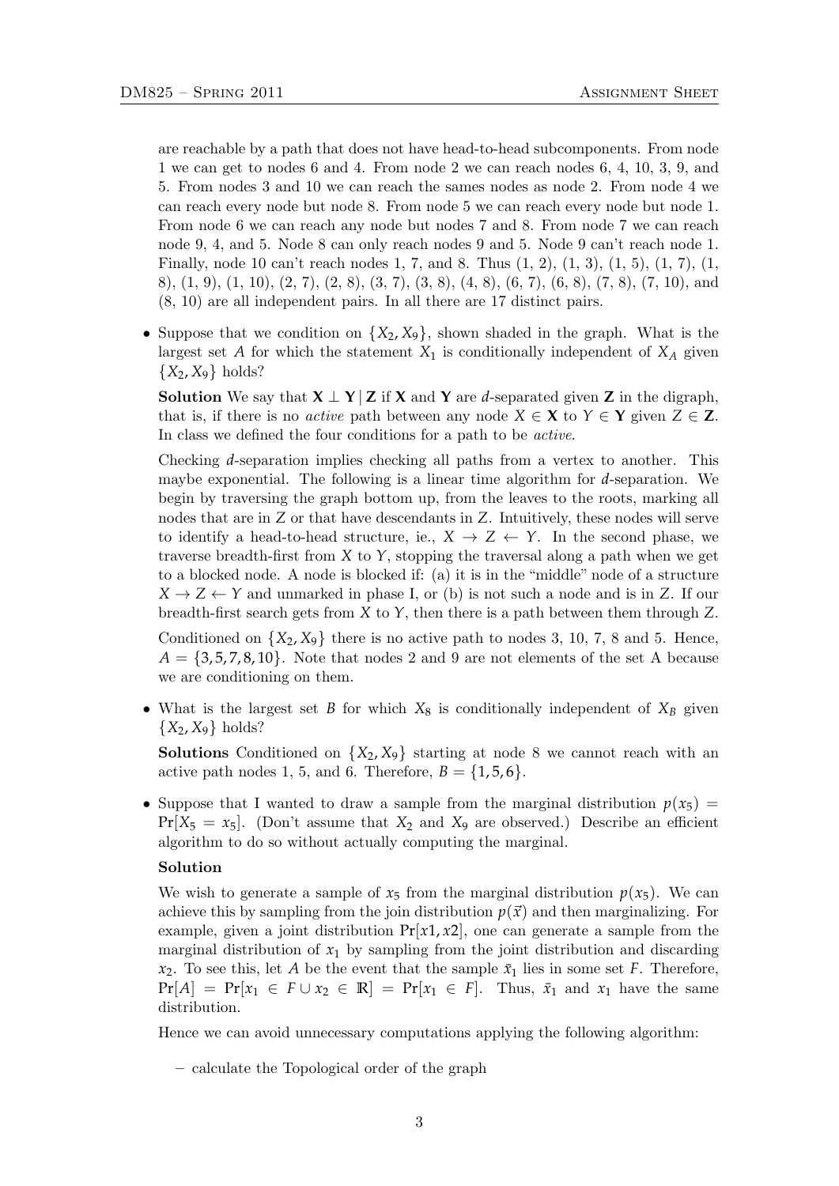are reachable by a path that does not have head-to-head subcomponents. From node 1 we can get to nodes 6 and 4. From node 2 we can reach nodes 6, 4, 10, 3, 9, and 5. From nodes 3 and 10 we can reach the sames nodes as node 2. From node 4 we can reach every node but node 8. From node 5 we can reach every node but node 1. From node 6 we can reach any node but nodes 7 and 8. From node 7 we can reach node 9, 4, and 5. Node 8 can only reach nodes 9 and 5. Node 9 can't reach node 1. Finally, node 10 can't reach nodes 1, 7, and 8. Thus (1, 2), (1, 3), (1, 5), (1, 7), (1, 8), (1, 9), (1, 10), (2, 7), (2, 8), (3, 7), (3, 8), (4, 8), (6, 7), (6, 8), (7, 8), (7, 10), and (8, 10) are all independent pairs. In all there are 17 distinct pairs.

- Suppose that we condition on $\{X_2, X_9\}$, shown shaded in the graph. What is the largest set $A$ for which the statement $X_1$ is conditionally independent of $X_A$ given $\{X_2, X_9\}$ holds?

  **Solution** We say that $\mathbf{X} \perp \mathbf{Y} \,|\, \mathbf{Z}$ if $\mathbf{X}$ and $\mathbf{Y}$ are $d$-separated given $\mathbf{Z}$ in the digraph, that is, if there is no *active* path between any node $X \in \mathbf{X}$ to $Y \in \mathbf{Y}$ given $Z \in \mathbf{Z}$. In class we defined the four conditions for a path to be *active*.

  Checking $d$-separation implies checking all paths from a vertex to another. This maybe exponential. The following is a linear time algorithm for $d$-separation. We begin by traversing the graph bottom up, from the leaves to the roots, marking all nodes that are in $Z$ or that have descendants in $Z$. Intuitively, these nodes will serve to identify a head-to-head structure, ie., $X \to Z \leftarrow Y$. In the second phase, we traverse breadth-first from $X$ to $Y$, stopping the traversal along a path when we get to a blocked node. A node is blocked if: (a) it is in the "middle" node of a structure $X \to Z \leftarrow Y$ and unmarked in phase I, or (b) is not such a node and is in $Z$. If our breadth-first search gets from $X$ to $Y$, then there is a path between them through $Z$.

  Conditioned on $\{X_2, X_9\}$ there is no active path to nodes 3, 10, 7, 8 and 5. Hence, $A = \{3, 5, 7, 8, 10\}$. Note that nodes 2 and 9 are not elements of the set A because we are conditioning on them.

- What is the largest set $B$ for which $X_8$ is conditionally independent of $X_B$ given $\{X_2, X_9\}$ holds?

  **Solutions** Conditioned on $\{X_2, X_9\}$ starting at node 8 we cannot reach with an active path nodes 1, 5, and 6. Therefore, $B = \{1, 5, 6\}$.

- Suppose that I wanted to draw a sample from the marginal distribution $p(x_5) = \Pr[X_5 = x_5]$. (Don't assume that $X_2$ and $X_9$ are observed.) Describe an efficient algorithm to do so without actually computing the marginal.

  **Solution**

  We wish to generate a sample of $x_5$ from the marginal distribution $p(x_5)$. We can achieve this by sampling from the join distribution $p(\vec{x})$ and then marginalizing. For example, given a joint distribution $\Pr[x1, x2]$, one can generate a sample from the marginal distribution of $x_1$ by sampling from the joint distribution and discarding $x_2$. To see this, let $A$ be the event that the sample $\bar{x}_1$ lies in some set $F$. Therefore, $\Pr[A] = \Pr[x_1 \in F \cup x_2 \in \mathbb{R}] = \Pr[x_1 \in F]$. Thus, $\bar{x}_1$ and $x_1$ have the same distribution.

  Hence we can avoid unnecessary computations applying the following algorithm:

  - calculate the Topological order of the graph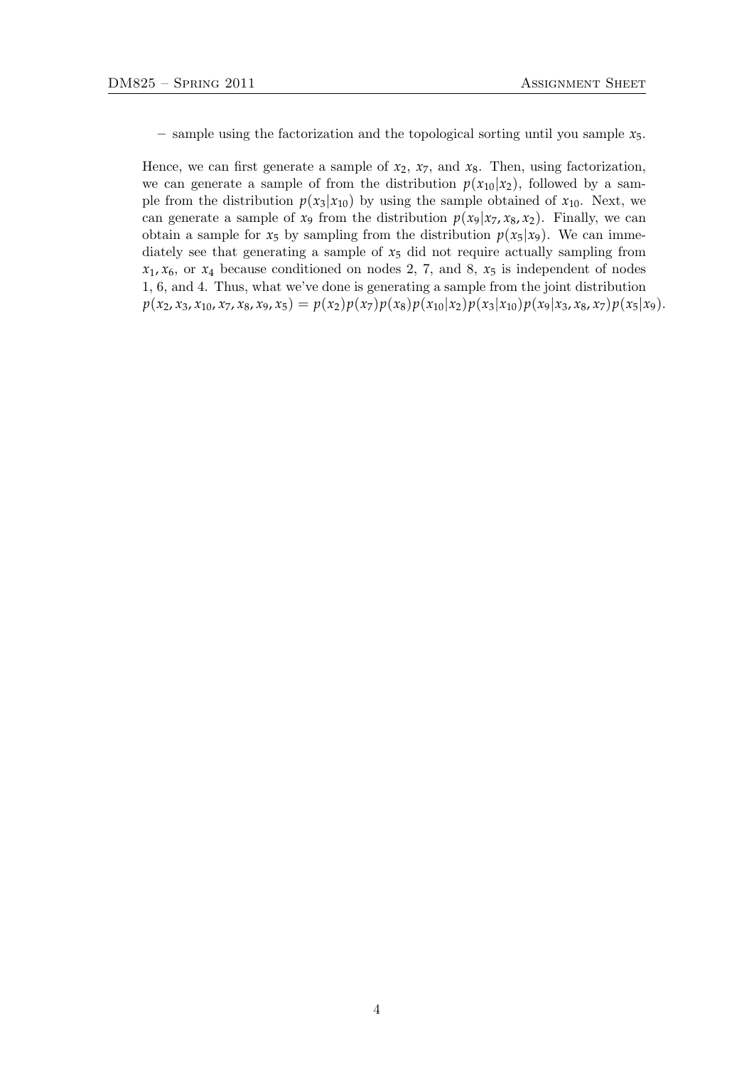– sample using the factorization and the topological sorting until you sample $x_5$.

Hence, we can first generate a sample of $x_2$, $x_7$, and $x_8$. Then, using factorization, we can generate a sample of from the distribution $p(x_{10}|x_2)$, followed by a sample from the distribution $p(x_3|x_{10})$ by using the sample obtained of $x_{10}$. Next, we can generate a sample of $x_9$ from the distribution $p(x_9|x_7, x_8, x_2)$. Finally, we can obtain a sample for $x_5$ by sampling from the distribution $p(x_5|x_9)$. We can immediately see that generating a sample of $x_5$ did not require actually sampling from $x_1, x_6$, or $x_4$ because conditioned on nodes 2, 7, and 8, $x_5$ is independent of nodes 1, 6, and 4. Thus, what we've done is generating a sample from the joint distribution $p(x_2, x_3, x_{10}, x_7, x_8, x_9, x_5) = p(x_2)p(x_7)p(x_8)p(x_{10}|x_2)p(x_3|x_{10})p(x_9|x_3, x_8, x_7)p(x_5|x_9)$.